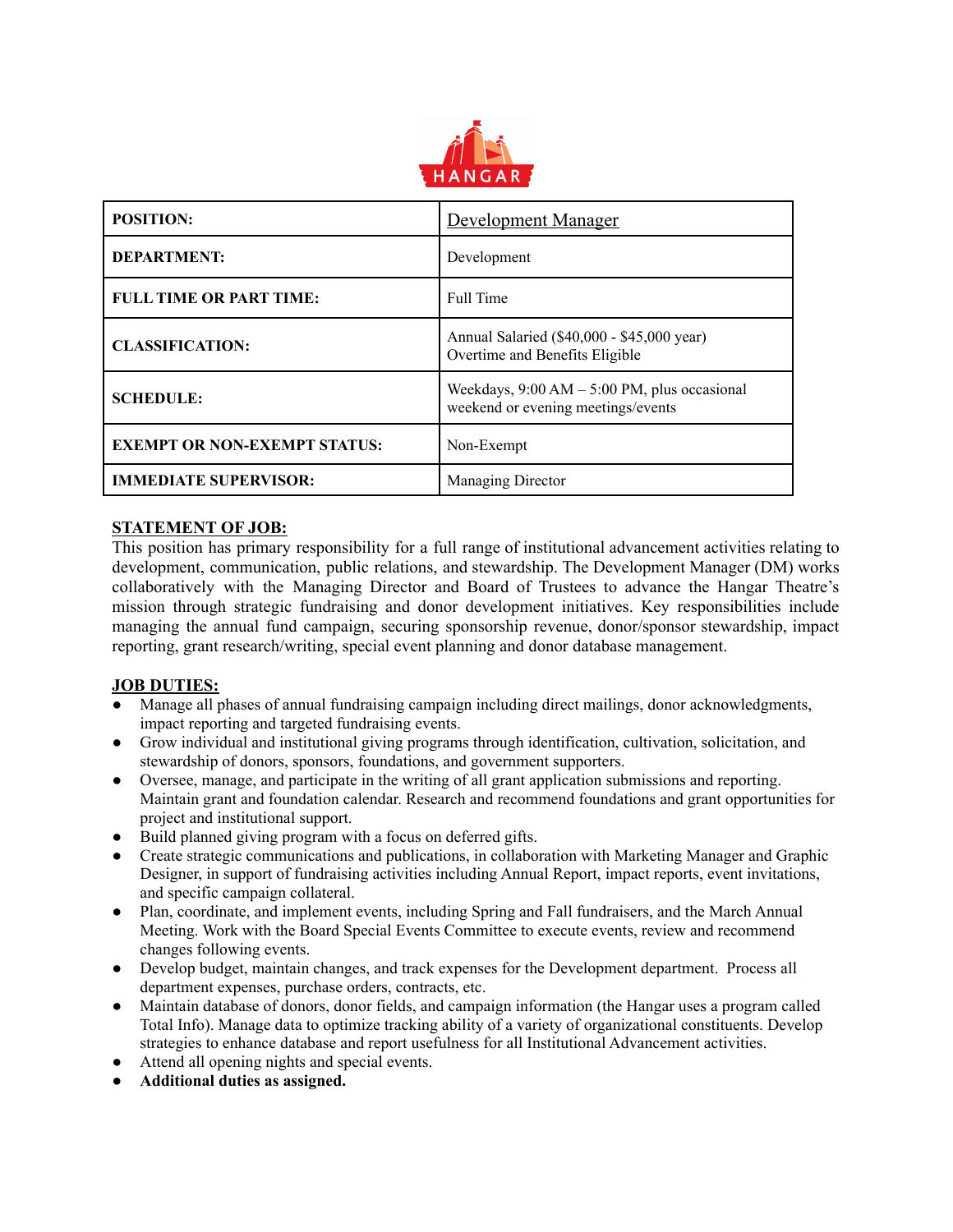HANGAR

| POSITION: | Development Manager |
| --- | --- |
| DEPARTMENT: | Development |
| FULL TIME OR PART TIME: | Full Time |
| CLASSIFICATION: | Annual Salaried ($40,000 - $45,000 year) Overtime and Benefits Eligible |
| SCHEDULE: | Weekdays, 9:00 AM – 5:00 PM, plus occasional weekend or evening meetings/events |
| EXEMPT OR NON-EXEMPT STATUS: | Non-Exempt |
| IMMEDIATE SUPERVISOR: | Managing Director |

**STATEMENT OF JOB:**

This position has primary responsibility for a full range of institutional advancement activities relating to development, communication, public relations, and stewardship. The Development Manager (DM) works collaboratively with the Managing Director and Board of Trustees to advance the Hangar Theatre's mission through strategic fundraising and donor development initiatives. Key responsibilities include managing the annual fund campaign, securing sponsorship revenue, donor/sponsor stewardship, impact reporting, grant research/writing, special event planning and donor database management.

**JOB DUTIES:**

- Manage all phases of annual fundraising campaign including direct mailings, donor acknowledgments, impact reporting and targeted fundraising events.
- Grow individual and institutional giving programs through identification, cultivation, solicitation, and stewardship of donors, sponsors, foundations, and government supporters.
- Oversee, manage, and participate in the writing of all grant application submissions and reporting. Maintain grant and foundation calendar. Research and recommend foundations and grant opportunities for project and institutional support.
- Build planned giving program with a focus on deferred gifts.
- Create strategic communications and publications, in collaboration with Marketing Manager and Graphic Designer, in support of fundraising activities including Annual Report, impact reports, event invitations, and specific campaign collateral.
- Plan, coordinate, and implement events, including Spring and Fall fundraisers, and the March Annual Meeting. Work with the Board Special Events Committee to execute events, review and recommend changes following events.
- Develop budget, maintain changes, and track expenses for the Development department. Process all department expenses, purchase orders, contracts, etc.
- Maintain database of donors, donor fields, and campaign information (the Hangar uses a program called Total Info). Manage data to optimize tracking ability of a variety of organizational constituents. Develop strategies to enhance database and report usefulness for all Institutional Advancement activities.
- Attend all opening nights and special events.
- **Additional duties as assigned.**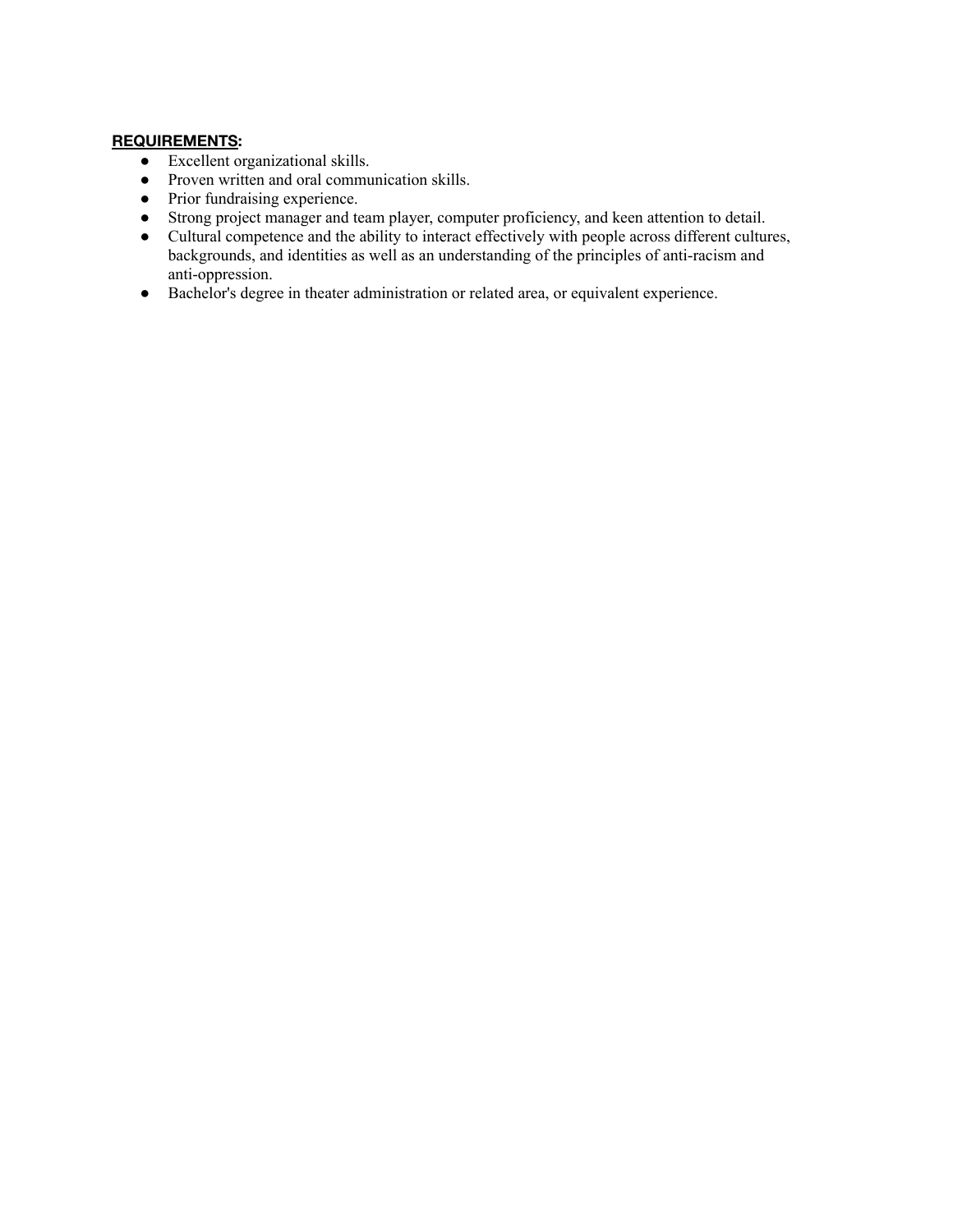**<u>REQUIREMENTS</u>:**

- Excellent organizational skills.
- Proven written and oral communication skills.
- Prior fundraising experience.
- Strong project manager and team player, computer proficiency, and keen attention to detail.
- Cultural competence and the ability to interact effectively with people across different cultures, backgrounds, and identities as well as an understanding of the principles of anti-racism and anti-oppression.
- Bachelor's degree in theater administration or related area, or equivalent experience.